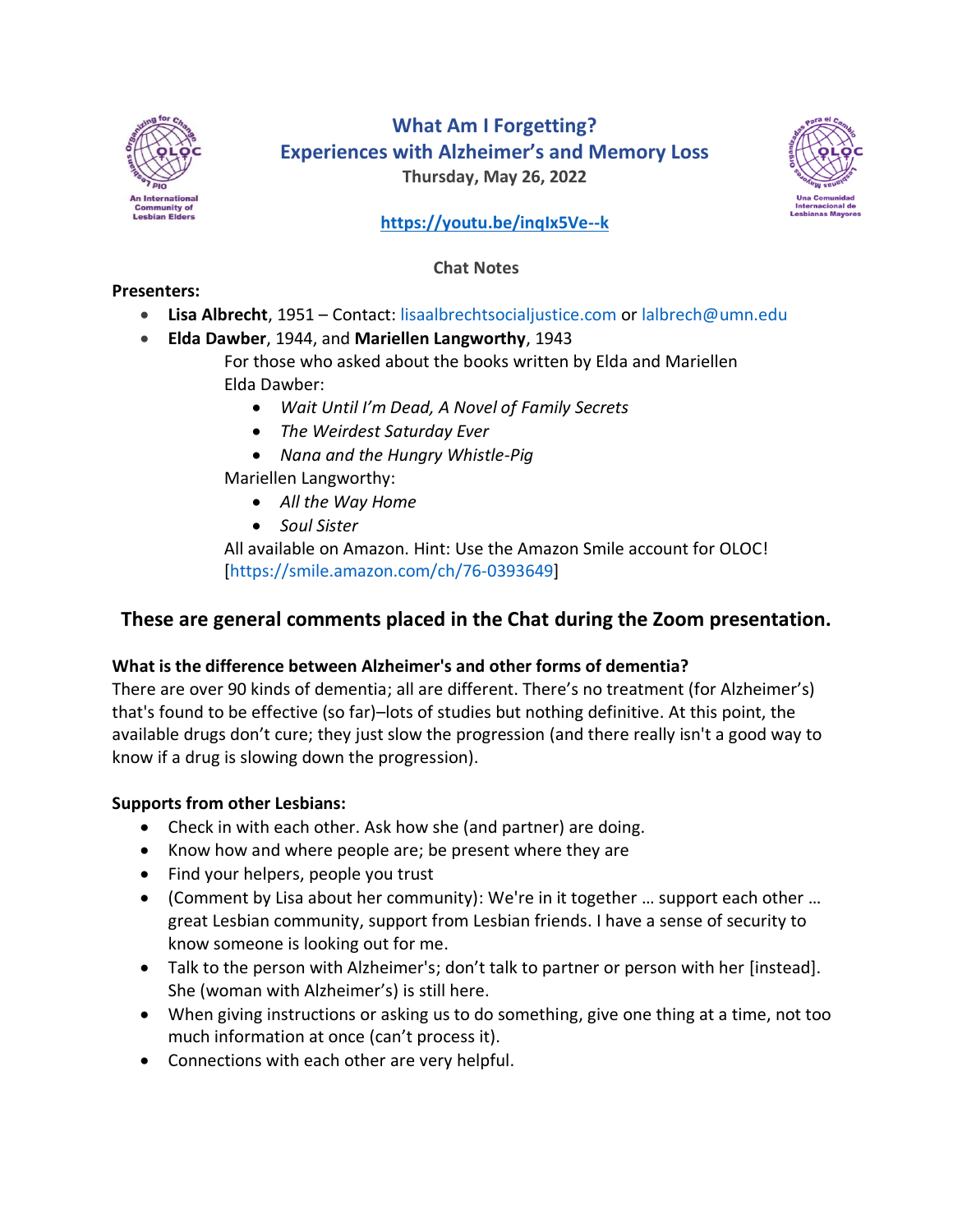# What Am I Forgetting?
## Experiences with Alzheimer's and Memory Loss

**Thursday, May 26, 2022**

**https://youtu.be/inqIx5Ve--k**

**Chat Notes**

**Presenters:**

- **Lisa Albrecht**, 1951 – Contact: lisaalbrechtsocialjustice.com or lalbrech@umn.edu
- **Elda Dawber**, 1944, and **Mariellen Langworthy**, 1943

  For those who asked about the books written by Elda and Mariellen

  Elda Dawber:
  - *Wait Until I'm Dead, A Novel of Family Secrets*
  - *The Weirdest Saturday Ever*
  - *Nana and the Hungry Whistle-Pig*

  Mariellen Langworthy:
  - *All the Way Home*
  - *Soul Sister*

  All available on Amazon. Hint: Use the Amazon Smile account for OLOC! [https://smile.amazon.com/ch/76-0393649]

## These are general comments placed in the Chat during the Zoom presentation.

**What is the difference between Alzheimer's and other forms of dementia?**

There are over 90 kinds of dementia; all are different. There's no treatment (for Alzheimer's) that's found to be effective (so far)–lots of studies but nothing definitive. At this point, the available drugs don't cure; they just slow the progression (and there really isn't a good way to know if a drug is slowing down the progression).

**Supports from other Lesbians:**

- Check in with each other. Ask how she (and partner) are doing.
- Know how and where people are; be present where they are
- Find your helpers, people you trust
- (Comment by Lisa about her community): We're in it together … support each other … great Lesbian community, support from Lesbian friends. I have a sense of security to know someone is looking out for me.
- Talk to the person with Alzheimer's; don't talk to partner or person with her [instead]. She (woman with Alzheimer's) is still here.
- When giving instructions or asking us to do something, give one thing at a time, not too much information at once (can't process it).
- Connections with each other are very helpful.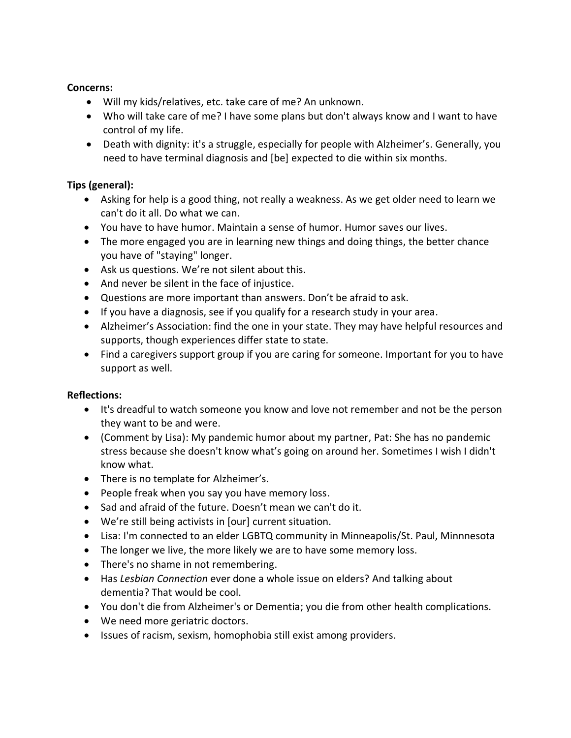**Concerns:**

- Will my kids/relatives, etc. take care of me? An unknown.
- Who will take care of me? I have some plans but don't always know and I want to have control of my life.
- Death with dignity: it's a struggle, especially for people with Alzheimer's. Generally, you need to have terminal diagnosis and [be] expected to die within six months.

**Tips (general):**

- Asking for help is a good thing, not really a weakness. As we get older need to learn we can't do it all. Do what we can.
- You have to have humor. Maintain a sense of humor. Humor saves our lives.
- The more engaged you are in learning new things and doing things, the better chance you have of "staying" longer.
- Ask us questions. We're not silent about this.
- And never be silent in the face of injustice.
- Questions are more important than answers. Don't be afraid to ask.
- If you have a diagnosis, see if you qualify for a research study in your area.
- Alzheimer's Association: find the one in your state. They may have helpful resources and supports, though experiences differ state to state.
- Find a caregivers support group if you are caring for someone. Important for you to have support as well.

**Reflections:**

- It's dreadful to watch someone you know and love not remember and not be the person they want to be and were.
- (Comment by Lisa): My pandemic humor about my partner, Pat: She has no pandemic stress because she doesn't know what's going on around her. Sometimes I wish I didn't know what.
- There is no template for Alzheimer's.
- People freak when you say you have memory loss.
- Sad and afraid of the future. Doesn't mean we can't do it.
- We're still being activists in [our] current situation.
- Lisa: I'm connected to an elder LGBTQ community in Minneapolis/St. Paul, Minnnesota
- The longer we live, the more likely we are to have some memory loss.
- There's no shame in not remembering.
- Has *Lesbian Connection* ever done a whole issue on elders? And talking about dementia? That would be cool.
- You don't die from Alzheimer's or Dementia; you die from other health complications.
- We need more geriatric doctors.
- Issues of racism, sexism, homophobia still exist among providers.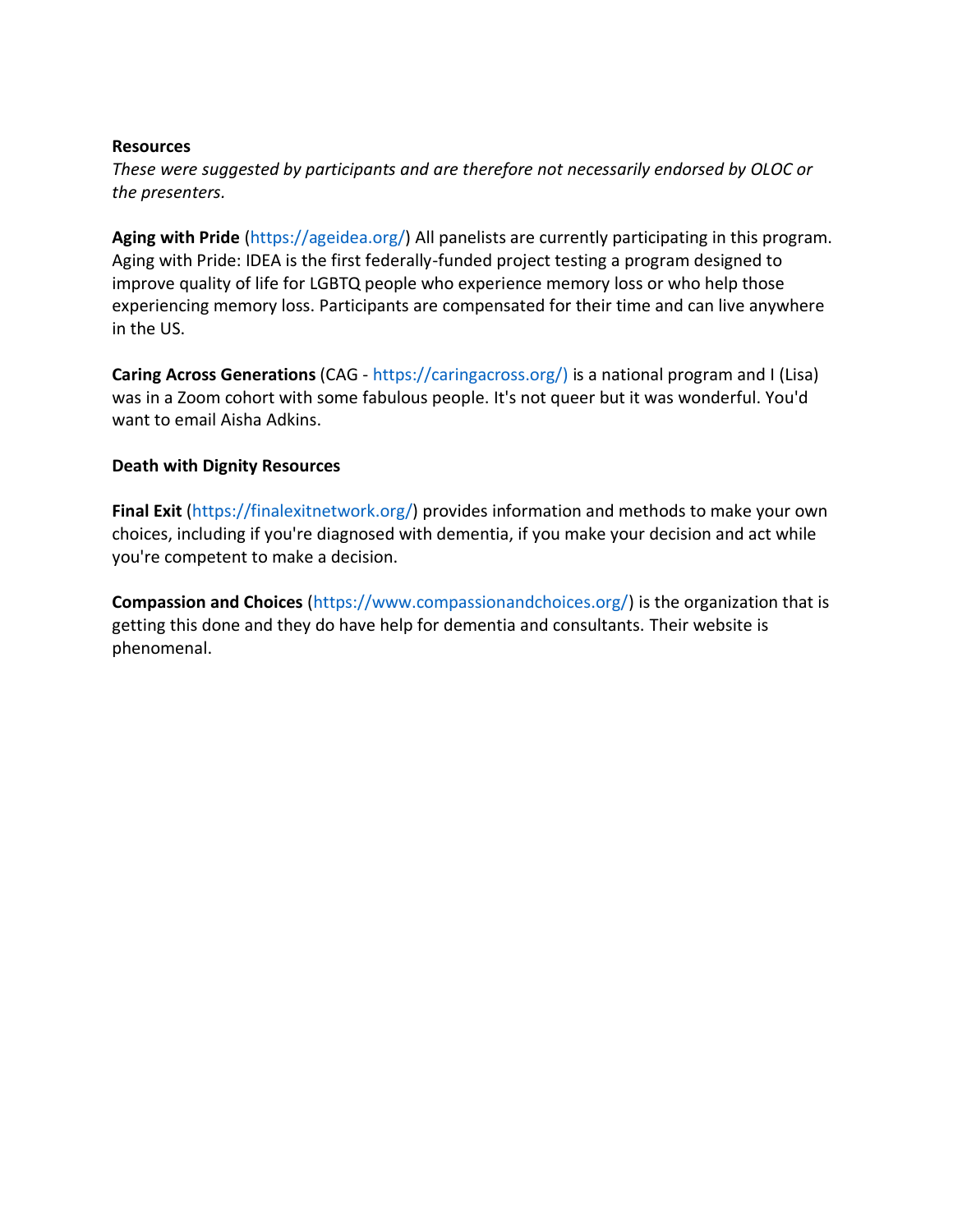**Resources**

*These were suggested by participants and are therefore not necessarily endorsed by OLOC or the presenters.*

**Aging with Pride** (https://ageidea.org/) All panelists are currently participating in this program. Aging with Pride: IDEA is the first federally-funded project testing a program designed to improve quality of life for LGBTQ people who experience memory loss or who help those experiencing memory loss. Participants are compensated for their time and can live anywhere in the US.

**Caring Across Generations** (CAG - https://caringacross.org/) is a national program and I (Lisa) was in a Zoom cohort with some fabulous people. It's not queer but it was wonderful. You'd want to email Aisha Adkins.

**Death with Dignity Resources**

**Final Exit** (https://finalexitnetwork.org/) provides information and methods to make your own choices, including if you're diagnosed with dementia, if you make your decision and act while you're competent to make a decision.

**Compassion and Choices** (https://www.compassionandchoices.org/) is the organization that is getting this done and they do have help for dementia and consultants. Their website is phenomenal.